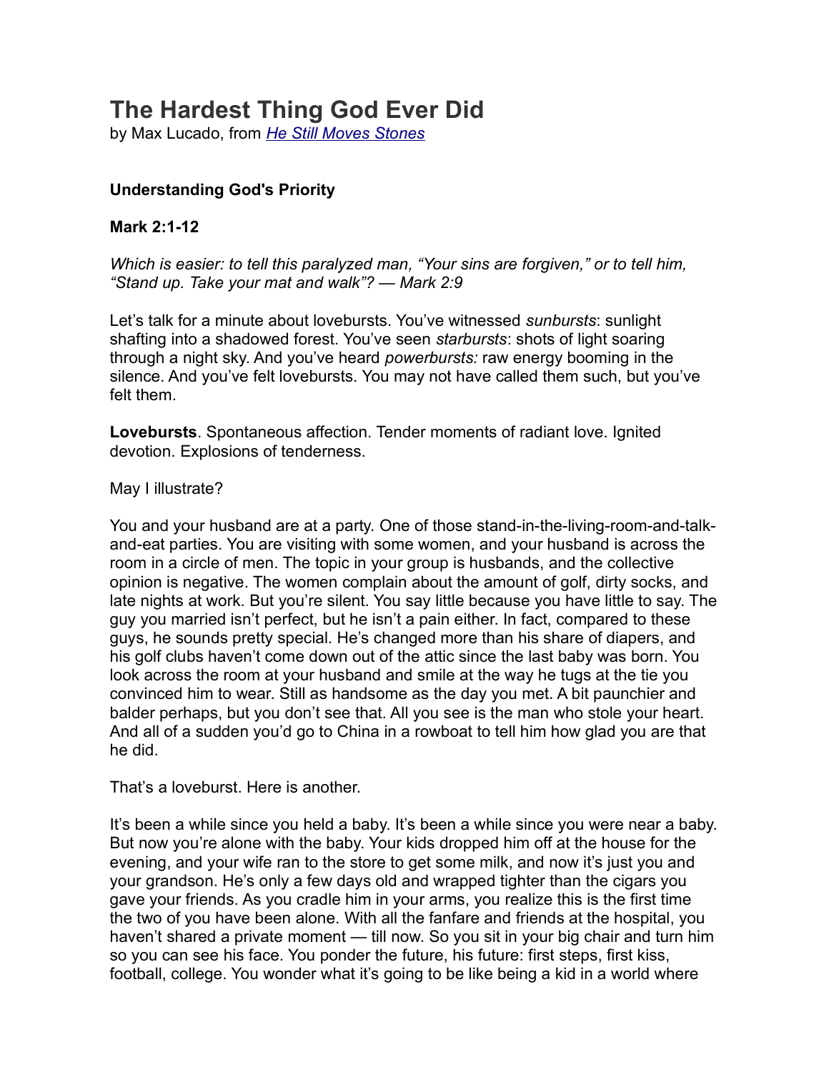# The Hardest Thing God Ever Did

by Max Lucado, from *He Still Moves Stones*

**Understanding God's Priority**

**Mark 2:1-12**

*Which is easier: to tell this paralyzed man, "Your sins are forgiven," or to tell him, "Stand up. Take your mat and walk"? — Mark 2:9*

Let's talk for a minute about lovebursts. You've witnessed *sunbursts*: sunlight shafting into a shadowed forest. You've seen *starbursts*: shots of light soaring through a night sky. And you've heard *powerbursts:* raw energy booming in the silence. And you've felt lovebursts. You may not have called them such, but you've felt them.

**Lovebursts**. Spontaneous affection. Tender moments of radiant love. Ignited devotion. Explosions of tenderness.

May I illustrate?

You and your husband are at a party. One of those stand-in-the-living-room-and-talk-and-eat parties. You are visiting with some women, and your husband is across the room in a circle of men. The topic in your group is husbands, and the collective opinion is negative. The women complain about the amount of golf, dirty socks, and late nights at work. But you're silent. You say little because you have little to say. The guy you married isn't perfect, but he isn't a pain either. In fact, compared to these guys, he sounds pretty special. He's changed more than his share of diapers, and his golf clubs haven't come down out of the attic since the last baby was born. You look across the room at your husband and smile at the way he tugs at the tie you convinced him to wear. Still as handsome as the day you met. A bit paunchier and balder perhaps, but you don't see that. All you see is the man who stole your heart. And all of a sudden you'd go to China in a rowboat to tell him how glad you are that he did.

That's a loveburst. Here is another.

It's been a while since you held a baby. It's been a while since you were near a baby. But now you're alone with the baby. Your kids dropped him off at the house for the evening, and your wife ran to the store to get some milk, and now it's just you and your grandson. He's only a few days old and wrapped tighter than the cigars you gave your friends. As you cradle him in your arms, you realize this is the first time the two of you have been alone. With all the fanfare and friends at the hospital, you haven't shared a private moment — till now. So you sit in your big chair and turn him so you can see his face. You ponder the future, his future: first steps, first kiss, football, college. You wonder what it's going to be like being a kid in a world where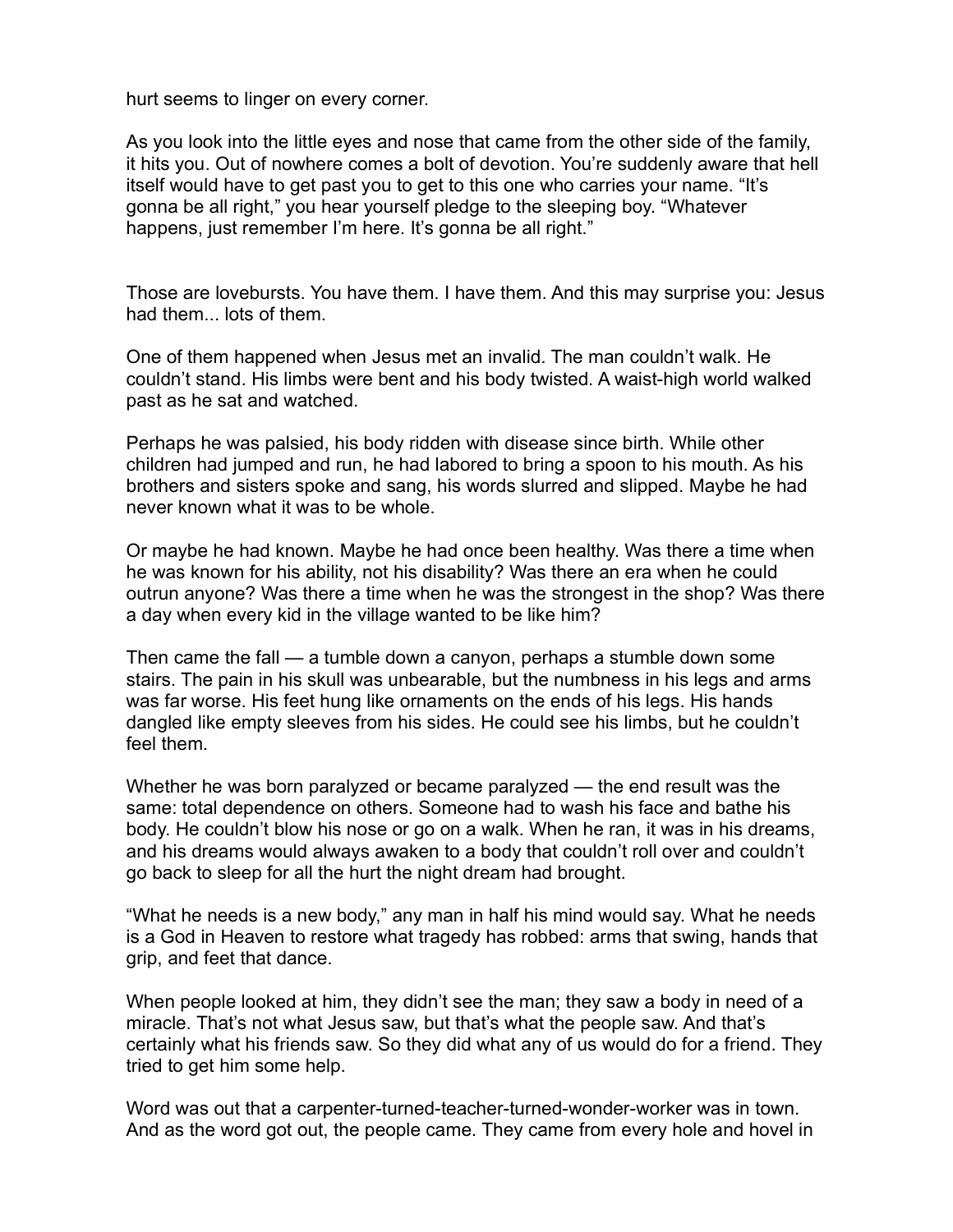hurt seems to linger on every corner.

As you look into the little eyes and nose that came from the other side of the family, it hits you. Out of nowhere comes a bolt of devotion. You're suddenly aware that hell itself would have to get past you to get to this one who carries your name. "It's gonna be all right," you hear yourself pledge to the sleeping boy. "Whatever happens, just remember I'm here. It's gonna be all right."

Those are lovebursts. You have them. I have them. And this may surprise you: Jesus had them... lots of them.

One of them happened when Jesus met an invalid. The man couldn't walk. He couldn't stand. His limbs were bent and his body twisted. A waist-high world walked past as he sat and watched.

Perhaps he was palsied, his body ridden with disease since birth. While other children had jumped and run, he had labored to bring a spoon to his mouth. As his brothers and sisters spoke and sang, his words slurred and slipped. Maybe he had never known what it was to be whole.

Or maybe he had known. Maybe he had once been healthy. Was there a time when he was known for his ability, not his disability? Was there an era when he could outrun anyone? Was there a time when he was the strongest in the shop? Was there a day when every kid in the village wanted to be like him?

Then came the fall — a tumble down a canyon, perhaps a stumble down some stairs. The pain in his skull was unbearable, but the numbness in his legs and arms was far worse. His feet hung like ornaments on the ends of his legs. His hands dangled like empty sleeves from his sides. He could see his limbs, but he couldn't feel them.

Whether he was born paralyzed or became paralyzed — the end result was the same: total dependence on others. Someone had to wash his face and bathe his body. He couldn't blow his nose or go on a walk. When he ran, it was in his dreams, and his dreams would always awaken to a body that couldn't roll over and couldn't go back to sleep for all the hurt the night dream had brought.

"What he needs is a new body," any man in half his mind would say. What he needs is a God in Heaven to restore what tragedy has robbed: arms that swing, hands that grip, and feet that dance.

When people looked at him, they didn't see the man; they saw a body in need of a miracle. That's not what Jesus saw, but that's what the people saw. And that's certainly what his friends saw. So they did what any of us would do for a friend. They tried to get him some help.

Word was out that a carpenter-turned-teacher-turned-wonder-worker was in town. And as the word got out, the people came. They came from every hole and hovel in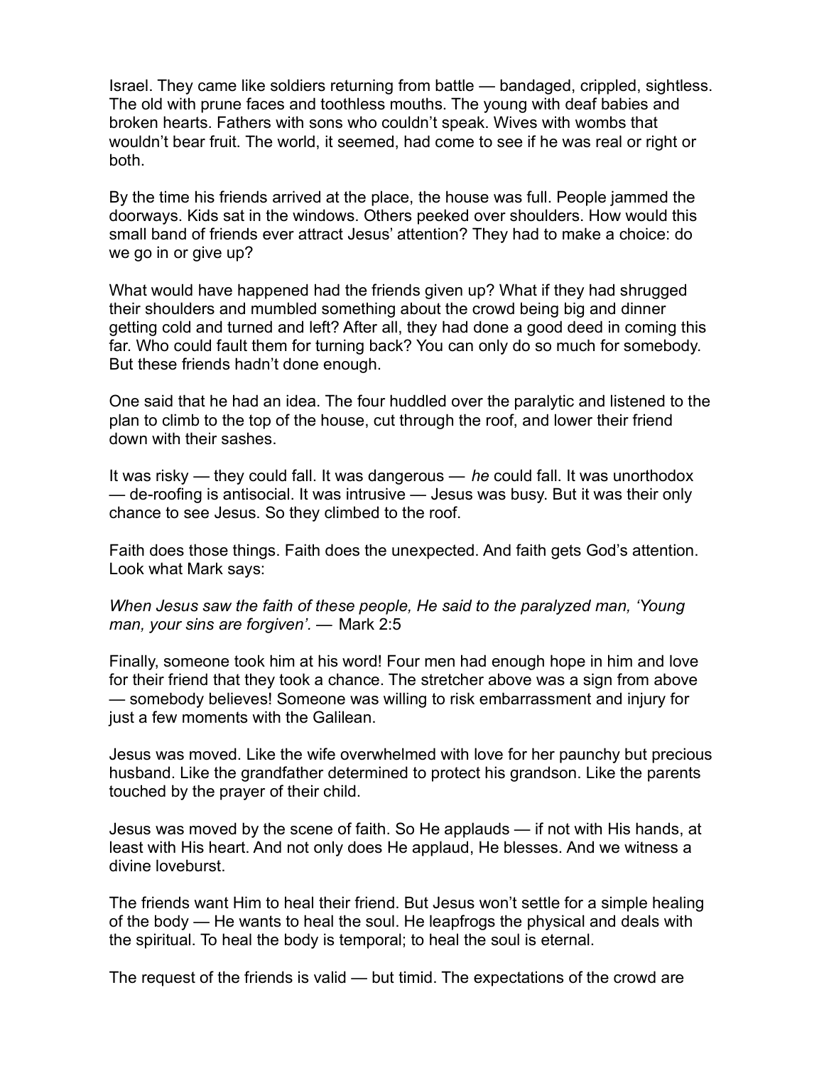Israel. They came like soldiers returning from battle — bandaged, crippled, sightless. The old with prune faces and toothless mouths. The young with deaf babies and broken hearts. Fathers with sons who couldn't speak. Wives with wombs that wouldn't bear fruit. The world, it seemed, had come to see if he was real or right or both.

By the time his friends arrived at the place, the house was full. People jammed the doorways. Kids sat in the windows. Others peeked over shoulders. How would this small band of friends ever attract Jesus' attention? They had to make a choice: do we go in or give up?

What would have happened had the friends given up? What if they had shrugged their shoulders and mumbled something about the crowd being big and dinner getting cold and turned and left? After all, they had done a good deed in coming this far. Who could fault them for turning back? You can only do so much for somebody. But these friends hadn't done enough.

One said that he had an idea. The four huddled over the paralytic and listened to the plan to climb to the top of the house, cut through the roof, and lower their friend down with their sashes.

It was risky — they could fall. It was dangerous — *he* could fall. It was unorthodox — de-roofing is antisocial. It was intrusive — Jesus was busy. But it was their only chance to see Jesus. So they climbed to the roof.

Faith does those things. Faith does the unexpected. And faith gets God's attention. Look what Mark says:

*When Jesus saw the faith of these people, He said to the paralyzed man, 'Young man, your sins are forgiven'.* — Mark 2:5

Finally, someone took him at his word! Four men had enough hope in him and love for their friend that they took a chance. The stretcher above was a sign from above — somebody believes! Someone was willing to risk embarrassment and injury for just a few moments with the Galilean.

Jesus was moved. Like the wife overwhelmed with love for her paunchy but precious husband. Like the grandfather determined to protect his grandson. Like the parents touched by the prayer of their child.

Jesus was moved by the scene of faith. So He applauds — if not with His hands, at least with His heart. And not only does He applaud, He blesses. And we witness a divine loveburst.

The friends want Him to heal their friend. But Jesus won't settle for a simple healing of the body — He wants to heal the soul. He leapfrogs the physical and deals with the spiritual. To heal the body is temporal; to heal the soul is eternal.

The request of the friends is valid — but timid. The expectations of the crowd are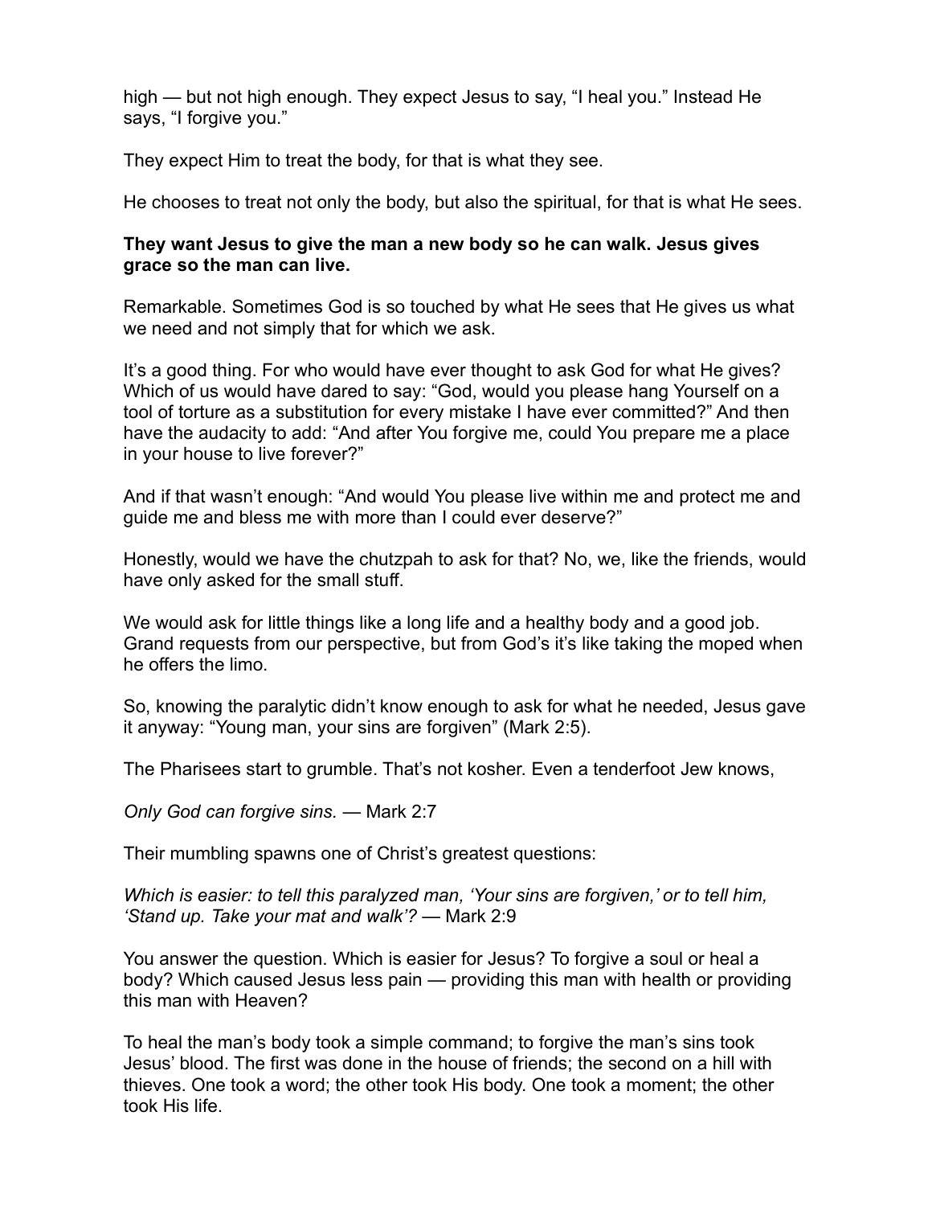high — but not high enough. They expect Jesus to say, "I heal you." Instead He says, "I forgive you."

They expect Him to treat the body, for that is what they see.

He chooses to treat not only the body, but also the spiritual, for that is what He sees.

**They want Jesus to give the man a new body so he can walk. Jesus gives grace so the man can live.**

Remarkable. Sometimes God is so touched by what He sees that He gives us what we need and not simply that for which we ask.

It's a good thing. For who would have ever thought to ask God for what He gives? Which of us would have dared to say: "God, would you please hang Yourself on a tool of torture as a substitution for every mistake I have ever committed?" And then have the audacity to add: "And after You forgive me, could You prepare me a place in your house to live forever?"

And if that wasn't enough: "And would You please live within me and protect me and guide me and bless me with more than I could ever deserve?"

Honestly, would we have the chutzpah to ask for that? No, we, like the friends, would have only asked for the small stuff.

We would ask for little things like a long life and a healthy body and a good job. Grand requests from our perspective, but from God's it's like taking the moped when he offers the limo.

So, knowing the paralytic didn't know enough to ask for what he needed, Jesus gave it anyway: "Young man, your sins are forgiven" (Mark 2:5).

The Pharisees start to grumble. That's not kosher. Even a tenderfoot Jew knows,

*Only God can forgive sins.* — Mark 2:7

Their mumbling spawns one of Christ's greatest questions:

*Which is easier: to tell this paralyzed man, 'Your sins are forgiven,' or to tell him, 'Stand up. Take your mat and walk'?* — Mark 2:9

You answer the question. Which is easier for Jesus? To forgive a soul or heal a body? Which caused Jesus less pain — providing this man with health or providing this man with Heaven?

To heal the man's body took a simple command; to forgive the man's sins took Jesus' blood. The first was done in the house of friends; the second on a hill with thieves. One took a word; the other took His body. One took a moment; the other took His life.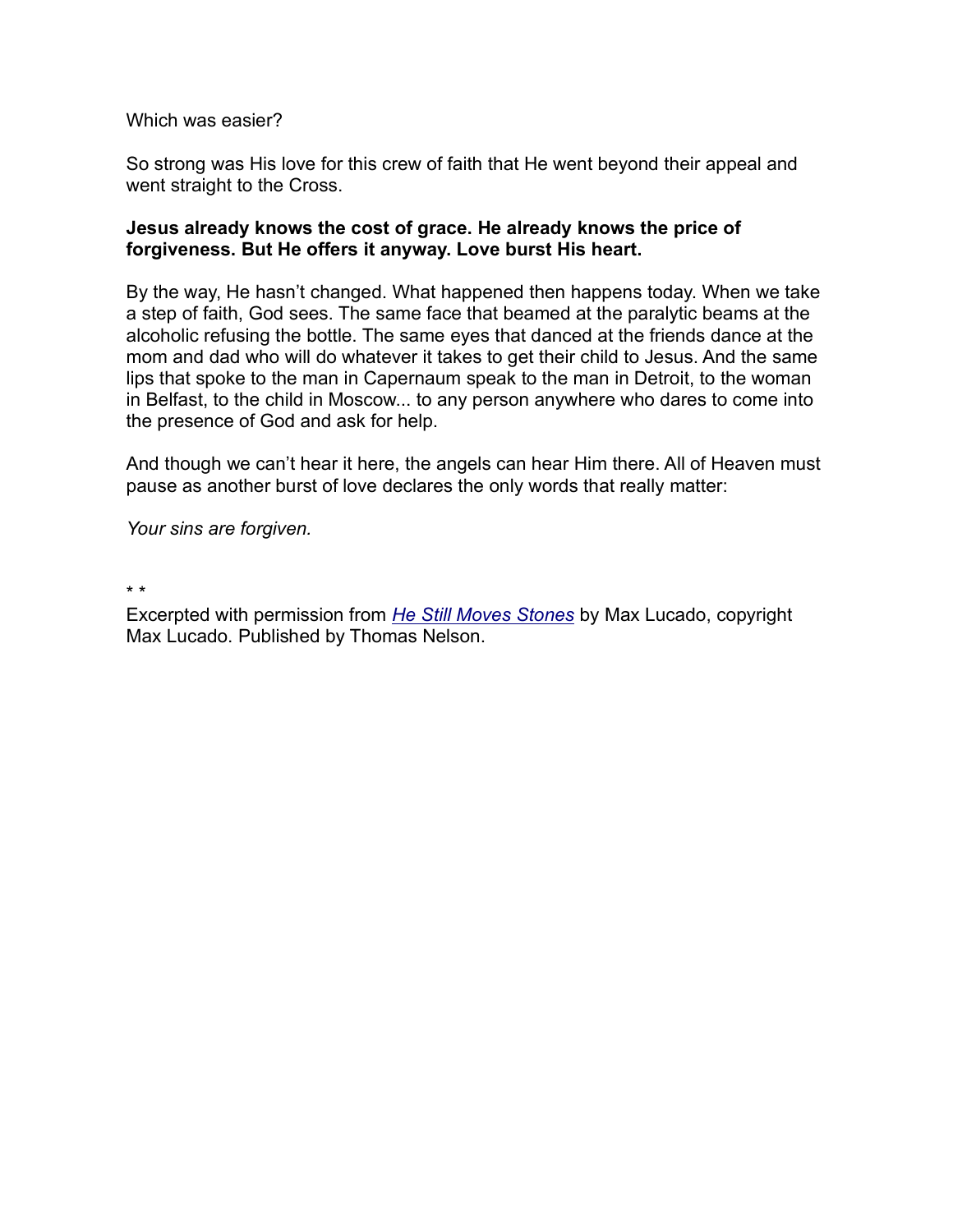Which was easier?

So strong was His love for this crew of faith that He went beyond their appeal and went straight to the Cross.

**Jesus already knows the cost of grace. He already knows the price of forgiveness. But He offers it anyway. Love burst His heart.**

By the way, He hasn't changed. What happened then happens today. When we take a step of faith, God sees. The same face that beamed at the paralytic beams at the alcoholic refusing the bottle. The same eyes that danced at the friends dance at the mom and dad who will do whatever it takes to get their child to Jesus. And the same lips that spoke to the man in Capernaum speak to the man in Detroit, to the woman in Belfast, to the child in Moscow... to any person anywhere who dares to come into the presence of God and ask for help.

And though we can't hear it here, the angels can hear Him there. All of Heaven must pause as another burst of love declares the only words that really matter:

*Your sins are forgiven.*

* *

Excerpted with permission from *He Still Moves Stones* by Max Lucado, copyright Max Lucado. Published by Thomas Nelson.